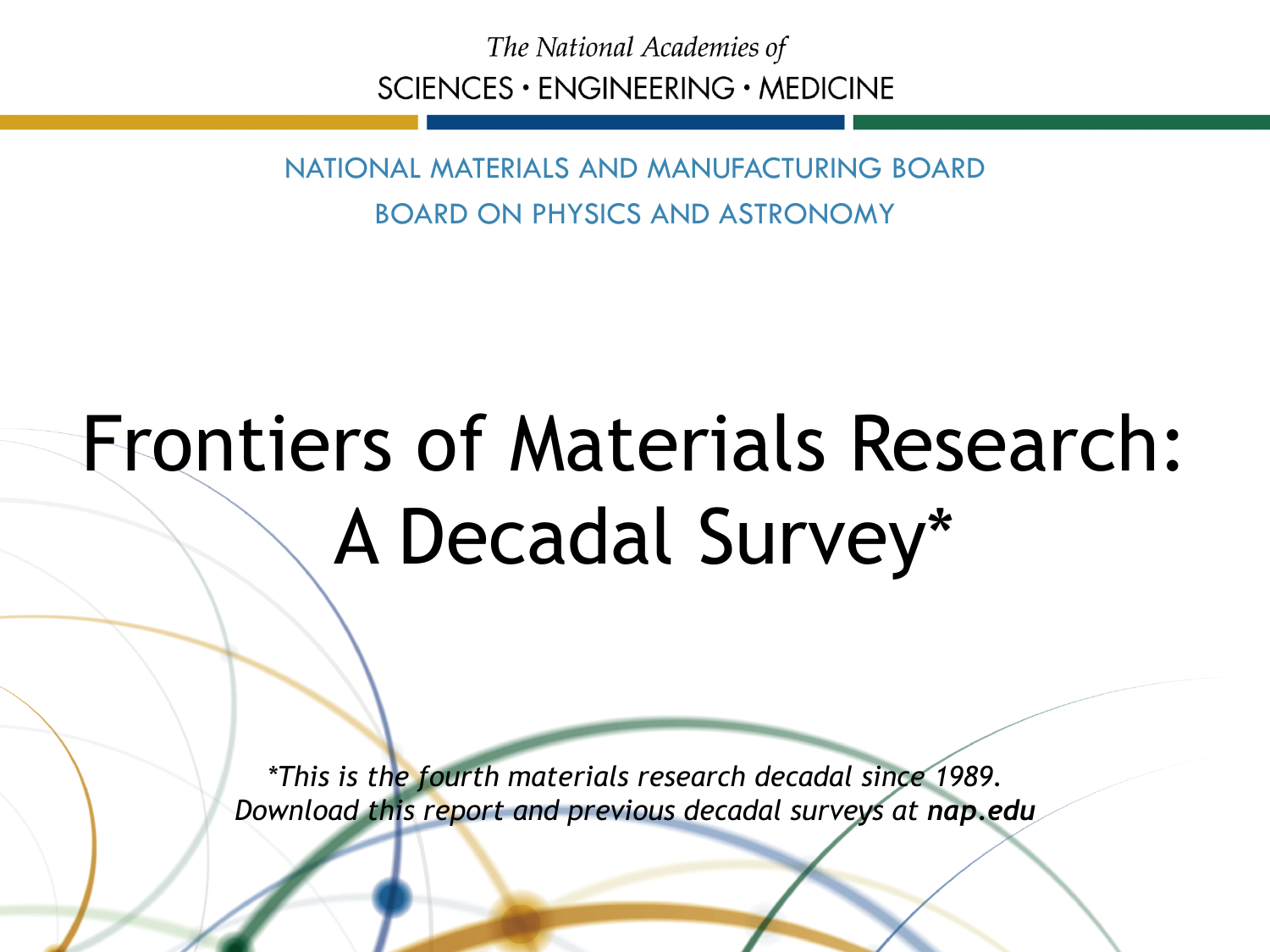*The National Academies of*

SCIENCES · ENGINEERING · MEDICINE

NATIONAL MATERIALS AND MANUFACTURING BOARD

BOARD ON PHYSICS AND ASTRONOMY

# Frontiers of Materials Research: A Decadal Survey*

*\*This is the fourth materials research decadal since 1989. Download this report and previous decadal surveys at **nap.edu***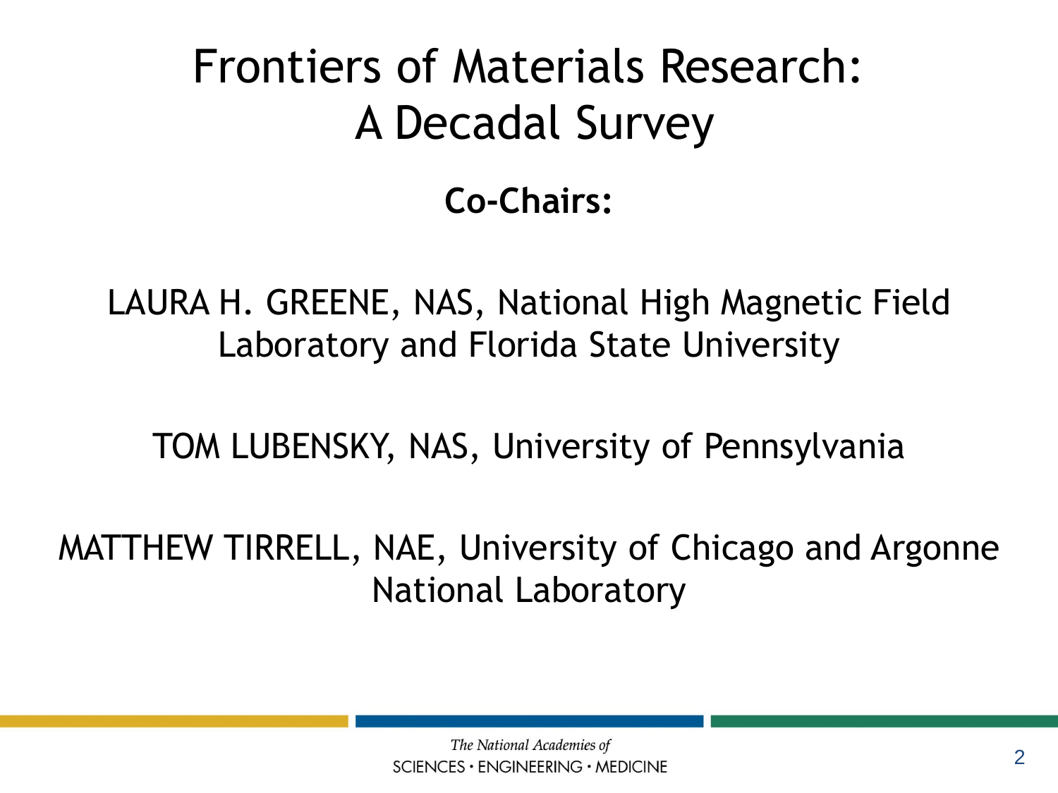# Frontiers of Materials Research: A Decadal Survey

**Co-Chairs:**

LAURA H. GREENE, NAS, National High Magnetic Field Laboratory and Florida State University

TOM LUBENSKY, NAS, University of Pennsylvania

MATTHEW TIRRELL, NAE, University of Chicago and Argonne National Laboratory

*The National Academies of*
SCIENCES · ENGINEERING · MEDICINE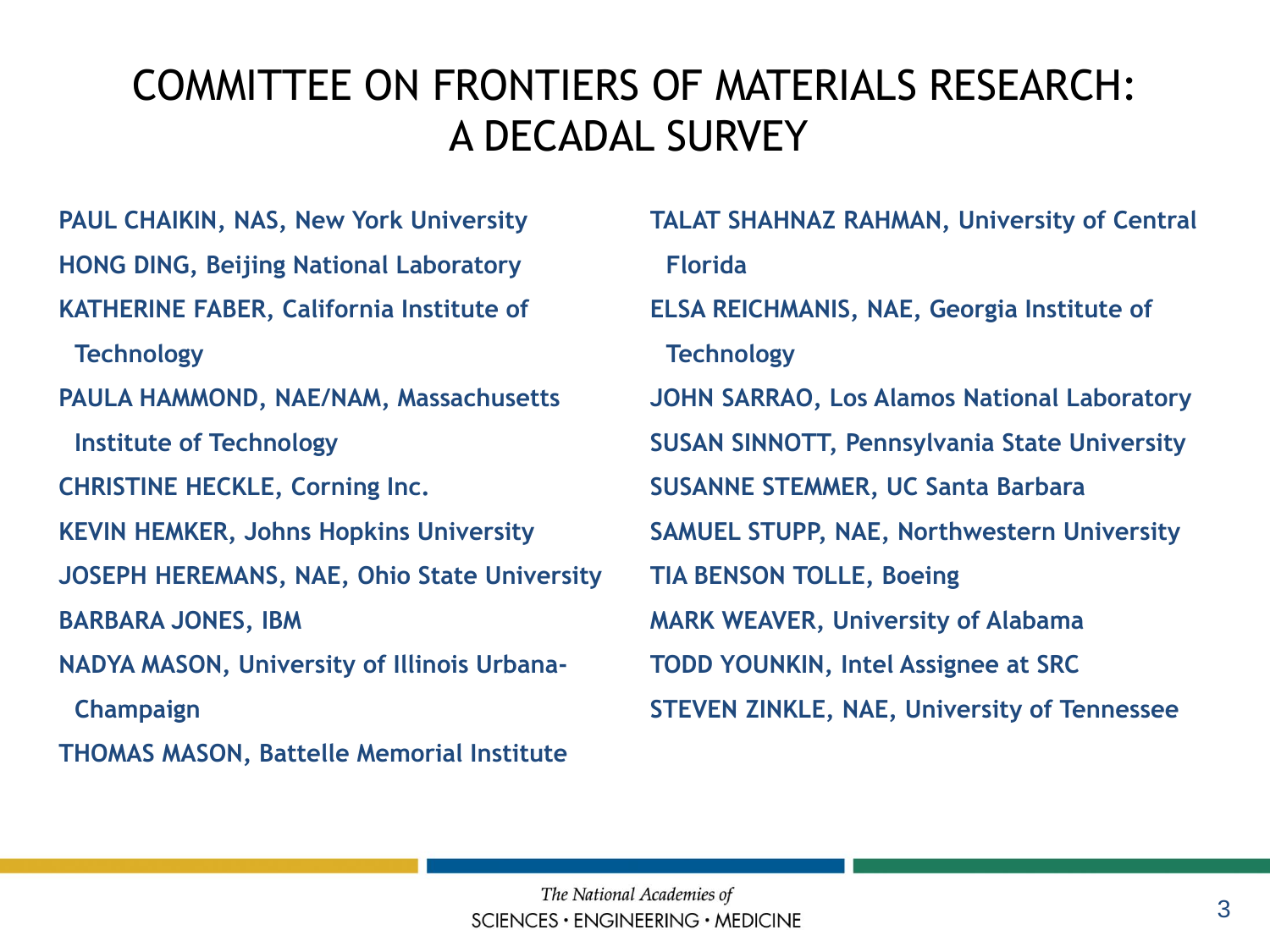# COMMITTEE ON FRONTIERS OF MATERIALS RESEARCH: A DECADAL SURVEY

**PAUL CHAIKIN, NAS, New York University**

**HONG DING, Beijing National Laboratory**

**KATHERINE FABER, California Institute of Technology**

**PAULA HAMMOND, NAE/NAM, Massachusetts Institute of Technology**

**CHRISTINE HECKLE, Corning Inc.**

**KEVIN HEMKER, Johns Hopkins University**

**JOSEPH HEREMANS, NAE, Ohio State University**

**BARBARA JONES, IBM**

**NADYA MASON, University of Illinois Urbana-Champaign**

**THOMAS MASON, Battelle Memorial Institute**

**TALAT SHAHNAZ RAHMAN, University of Central Florida**

**ELSA REICHMANIS, NAE, Georgia Institute of Technology**

**JOHN SARRAO, Los Alamos National Laboratory**

**SUSAN SINNOTT, Pennsylvania State University**

**SUSANNE STEMMER, UC Santa Barbara**

**SAMUEL STUPP, NAE, Northwestern University**

**TIA BENSON TOLLE, Boeing**

**MARK WEAVER, University of Alabama**

**TODD YOUNKIN, Intel Assignee at SRC**

**STEVEN ZINKLE, NAE, University of Tennessee**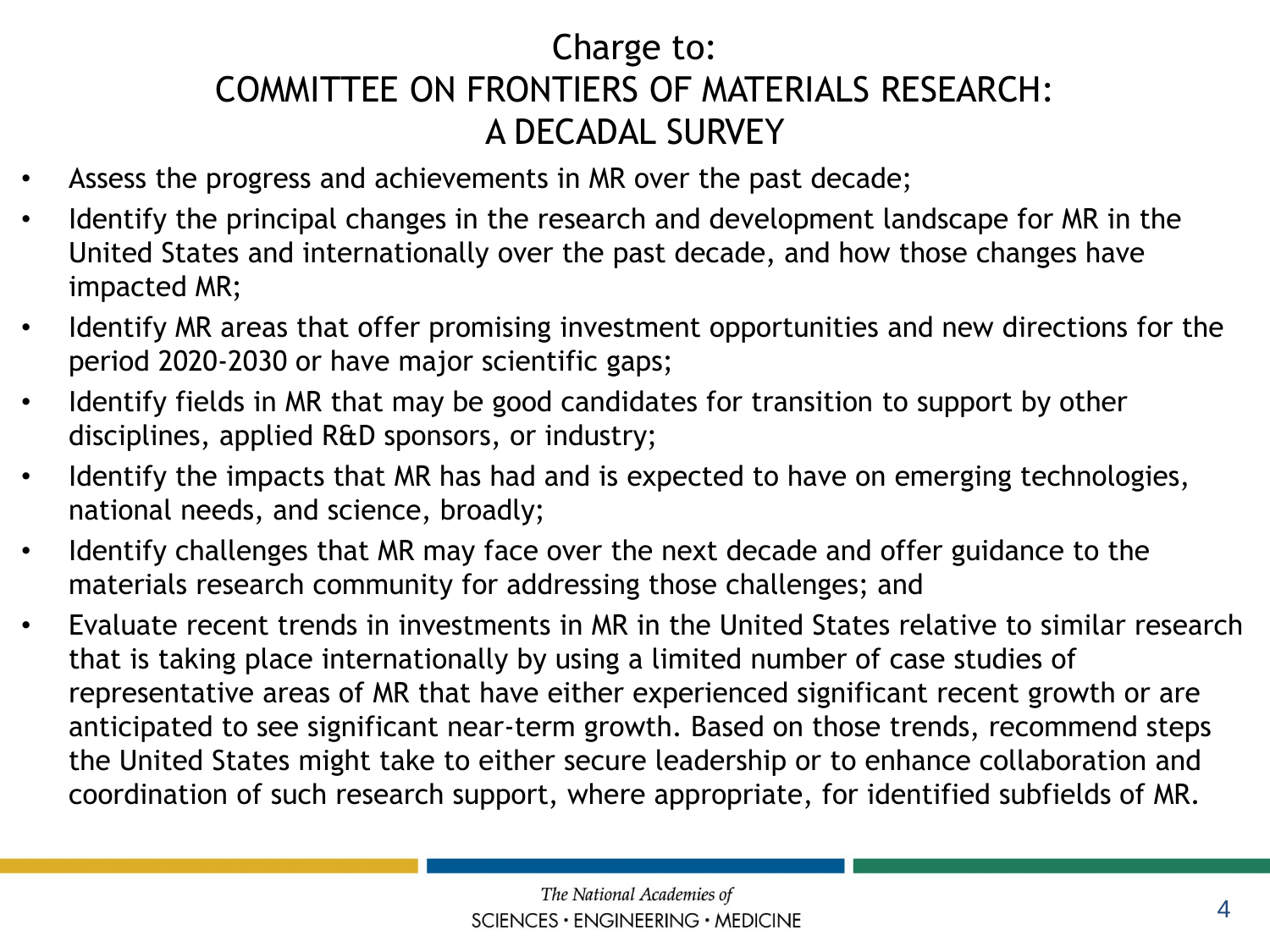# Charge to: COMMITTEE ON FRONTIERS OF MATERIALS RESEARCH: A DECADAL SURVEY

- Assess the progress and achievements in MR over the past decade;
- Identify the principal changes in the research and development landscape for MR in the United States and internationally over the past decade, and how those changes have impacted MR;
- Identify MR areas that offer promising investment opportunities and new directions for the period 2020-2030 or have major scientific gaps;
- Identify fields in MR that may be good candidates for transition to support by other disciplines, applied R&D sponsors, or industry;
- Identify the impacts that MR has had and is expected to have on emerging technologies, national needs, and science, broadly;
- Identify challenges that MR may face over the next decade and offer guidance to the materials research community for addressing those challenges; and
- Evaluate recent trends in investments in MR in the United States relative to similar research that is taking place internationally by using a limited number of case studies of representative areas of MR that have either experienced significant recent growth or are anticipated to see significant near-term growth. Based on those trends, recommend steps the United States might take to either secure leadership or to enhance collaboration and coordination of such research support, where appropriate, for identified subfields of MR.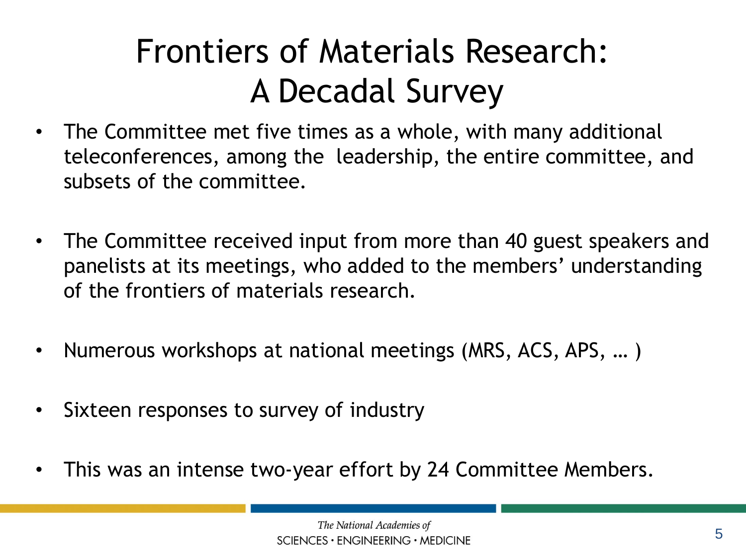# Frontiers of Materials Research: A Decadal Survey

- The Committee met five times as a whole, with many additional teleconferences, among the leadership, the entire committee, and subsets of the committee.

- The Committee received input from more than 40 guest speakers and panelists at its meetings, who added to the members' understanding of the frontiers of materials research.

- Numerous workshops at national meetings (MRS, ACS, APS, … )

- Sixteen responses to survey of industry

- This was an intense two-year effort by 24 Committee Members.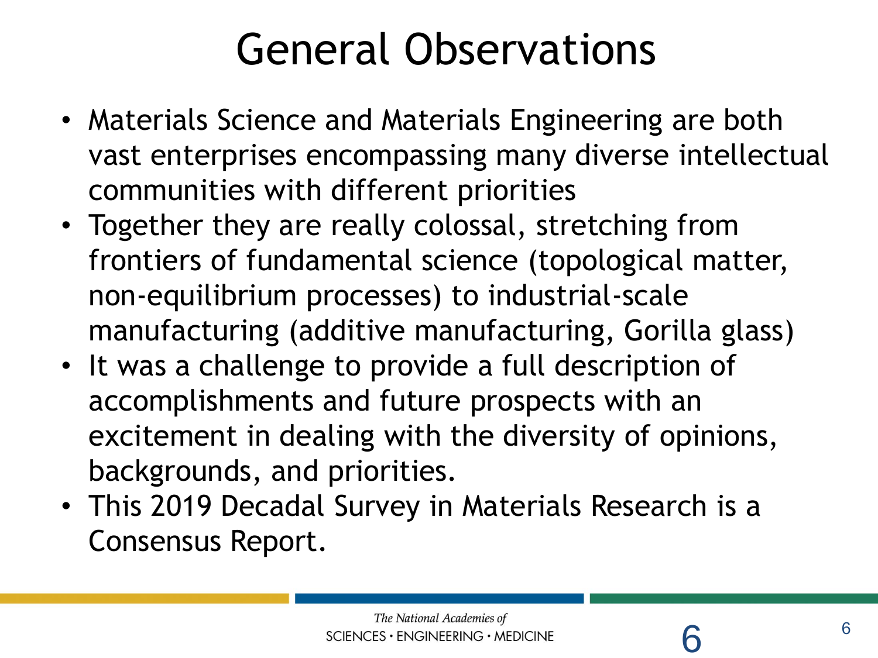# General Observations

- Materials Science and Materials Engineering are both vast enterprises encompassing many diverse intellectual communities with different priorities
- Together they are really colossal, stretching from frontiers of fundamental science (topological matter, non-equilibrium processes) to industrial-scale manufacturing (additive manufacturing, Gorilla glass)
- It was a challenge to provide a full description of accomplishments and future prospects with an excitement in dealing with the diversity of opinions, backgrounds, and priorities.
- This 2019 Decadal Survey in Materials Research is a Consensus Report.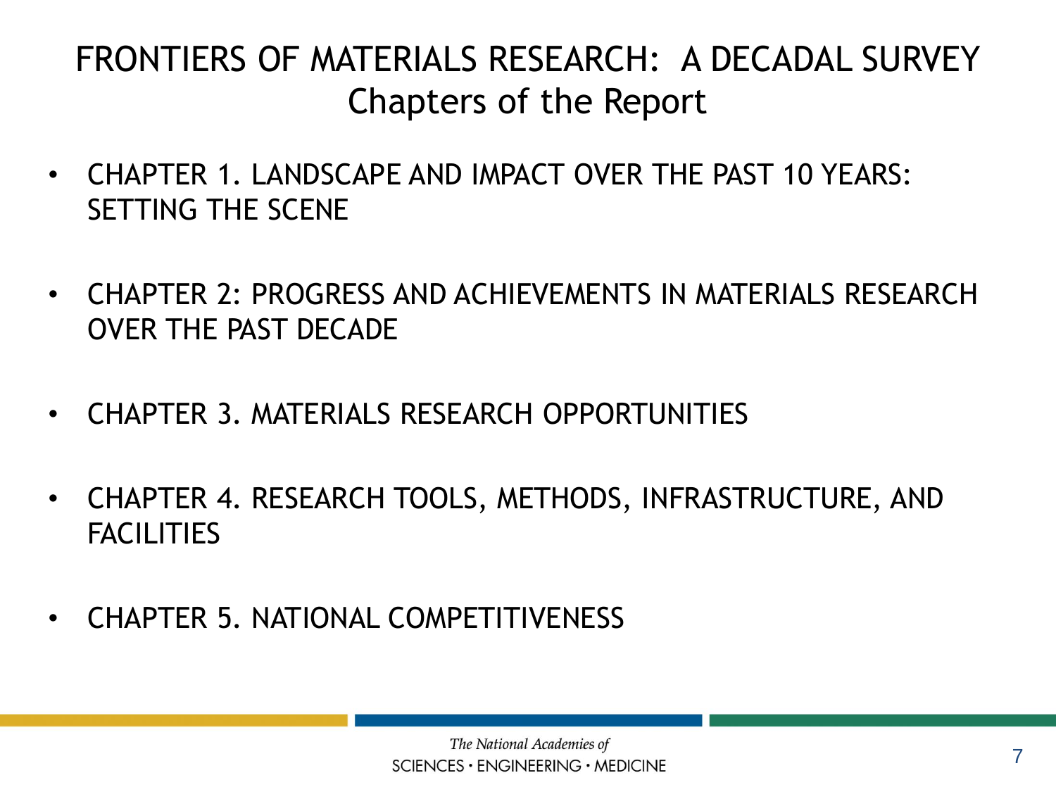# FRONTIERS OF MATERIALS RESEARCH: A DECADAL SURVEY
## Chapters of the Report

- CHAPTER 1. LANDSCAPE AND IMPACT OVER THE PAST 10 YEARS: SETTING THE SCENE
- CHAPTER 2: PROGRESS AND ACHIEVEMENTS IN MATERIALS RESEARCH OVER THE PAST DECADE
- CHAPTER 3. MATERIALS RESEARCH OPPORTUNITIES
- CHAPTER 4. RESEARCH TOOLS, METHODS, INFRASTRUCTURE, AND FACILITIES
- CHAPTER 5. NATIONAL COMPETITIVENESS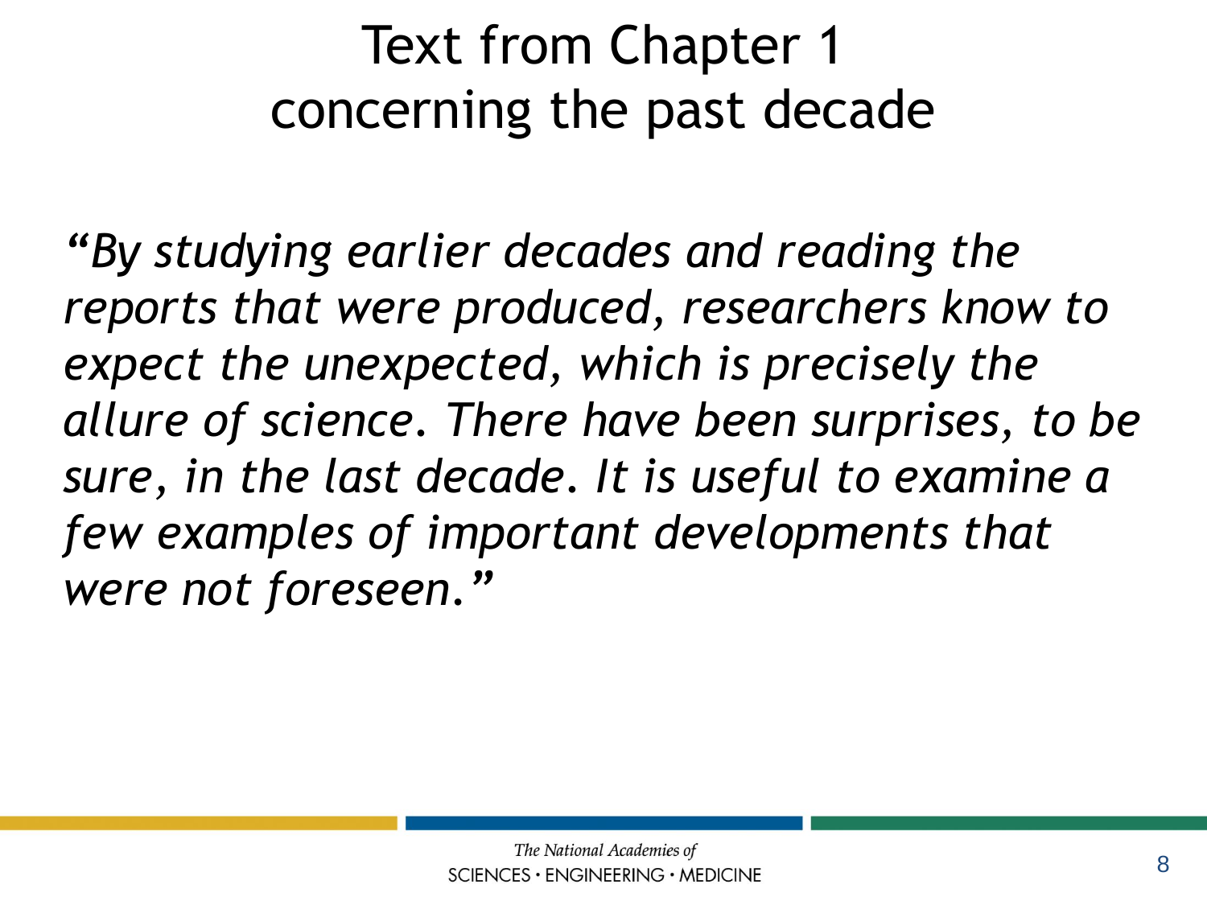# Text from Chapter 1 concerning the past decade

*"By studying earlier decades and reading the reports that were produced, researchers know to expect the unexpected, which is precisely the allure of science. There have been surprises, to be sure, in the last decade. It is useful to examine a few examples of important developments that were not foreseen."*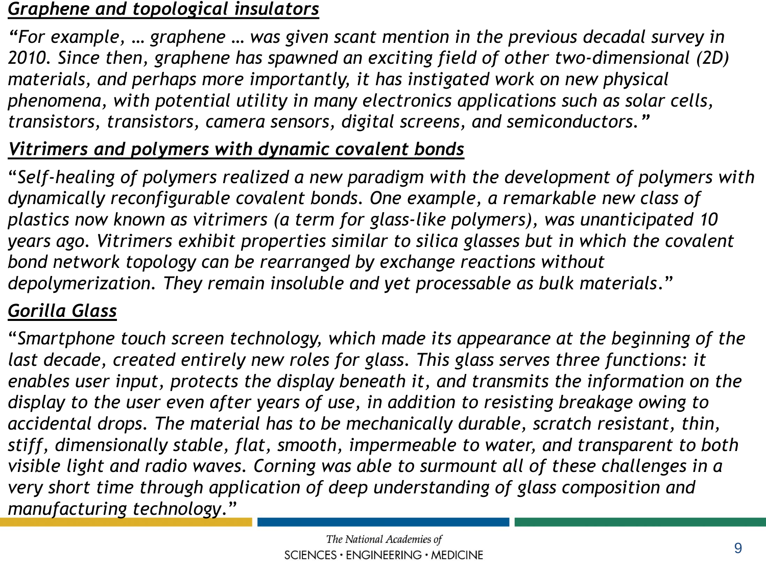## *Graphene and topological insulators*

*"For example, … graphene … was given scant mention in the previous decadal survey in 2010. Since then, graphene has spawned an exciting field of other two-dimensional (2D) materials, and perhaps more importantly, it has instigated work on new physical phenomena, with potential utility in many electronics applications such as solar cells, transistors, transistors, camera sensors, digital screens, and semiconductors."*

## *Vitrimers and polymers with dynamic covalent bonds*

*"Self-healing of polymers realized a new paradigm with the development of polymers with dynamically reconfigurable covalent bonds. One example, a remarkable new class of plastics now known as vitrimers (a term for glass-like polymers), was unanticipated 10 years ago. Vitrimers exhibit properties similar to silica glasses but in which the covalent bond network topology can be rearranged by exchange reactions without depolymerization. They remain insoluble and yet processable as bulk materials."*

## *Gorilla Glass*

*"Smartphone touch screen technology, which made its appearance at the beginning of the last decade, created entirely new roles for glass. This glass serves three functions: it enables user input, protects the display beneath it, and transmits the information on the display to the user even after years of use, in addition to resisting breakage owing to accidental drops. The material has to be mechanically durable, scratch resistant, thin, stiff, dimensionally stable, flat, smooth, impermeable to water, and transparent to both visible light and radio waves. Corning was able to surmount all of these challenges in a very short time through application of deep understanding of glass composition and manufacturing technology."*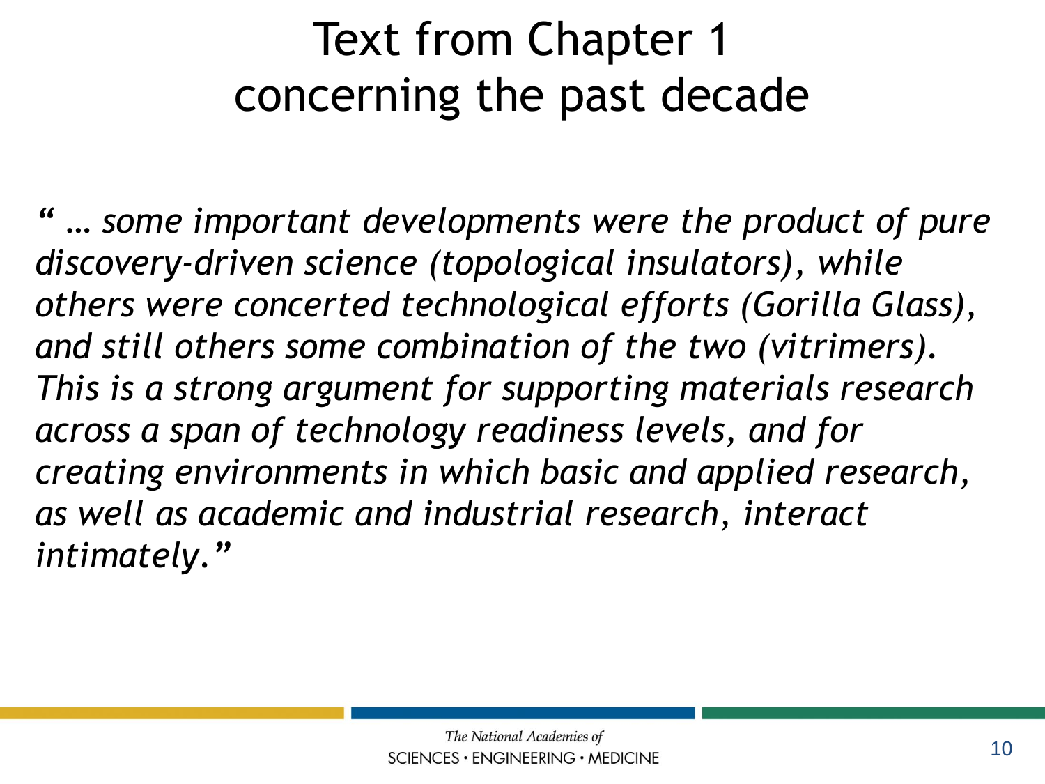# Text from Chapter 1 concerning the past decade

*" … some important developments were the product of pure discovery-driven science (topological insulators), while others were concerted technological efforts (Gorilla Glass), and still others some combination of the two (vitrimers). This is a strong argument for supporting materials research across a span of technology readiness levels, and for creating environments in which basic and applied research, as well as academic and industrial research, interact intimately."*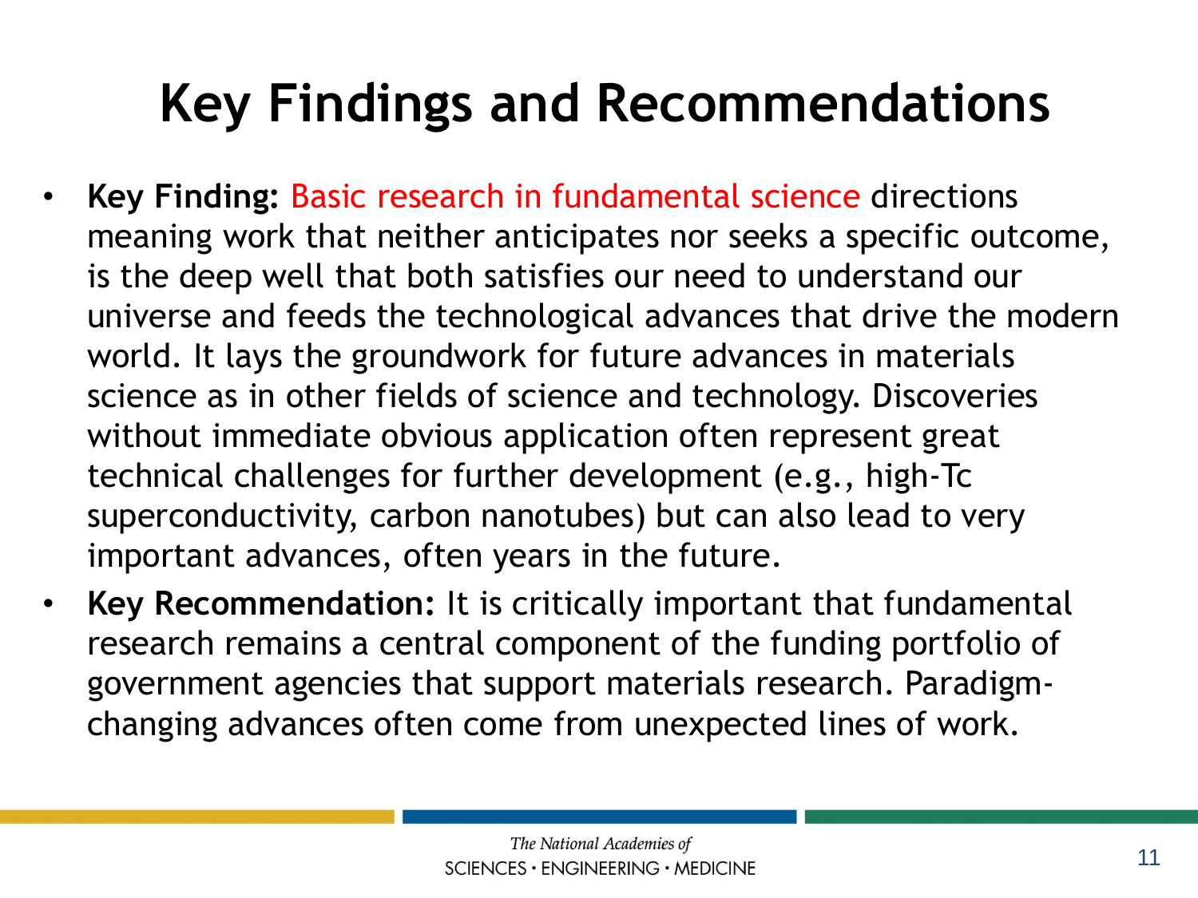# Key Findings and Recommendations

- **Key Finding:** Basic research in fundamental science directions meaning work that neither anticipates nor seeks a specific outcome, is the deep well that both satisfies our need to understand our universe and feeds the technological advances that drive the modern world. It lays the groundwork for future advances in materials science as in other fields of science and technology. Discoveries without immediate obvious application often represent great technical challenges for further development (e.g., high-Tc superconductivity, carbon nanotubes) but can also lead to very important advances, often years in the future.
- **Key Recommendation:** It is critically important that fundamental research remains a central component of the funding portfolio of government agencies that support materials research. Paradigm-changing advances often come from unexpected lines of work.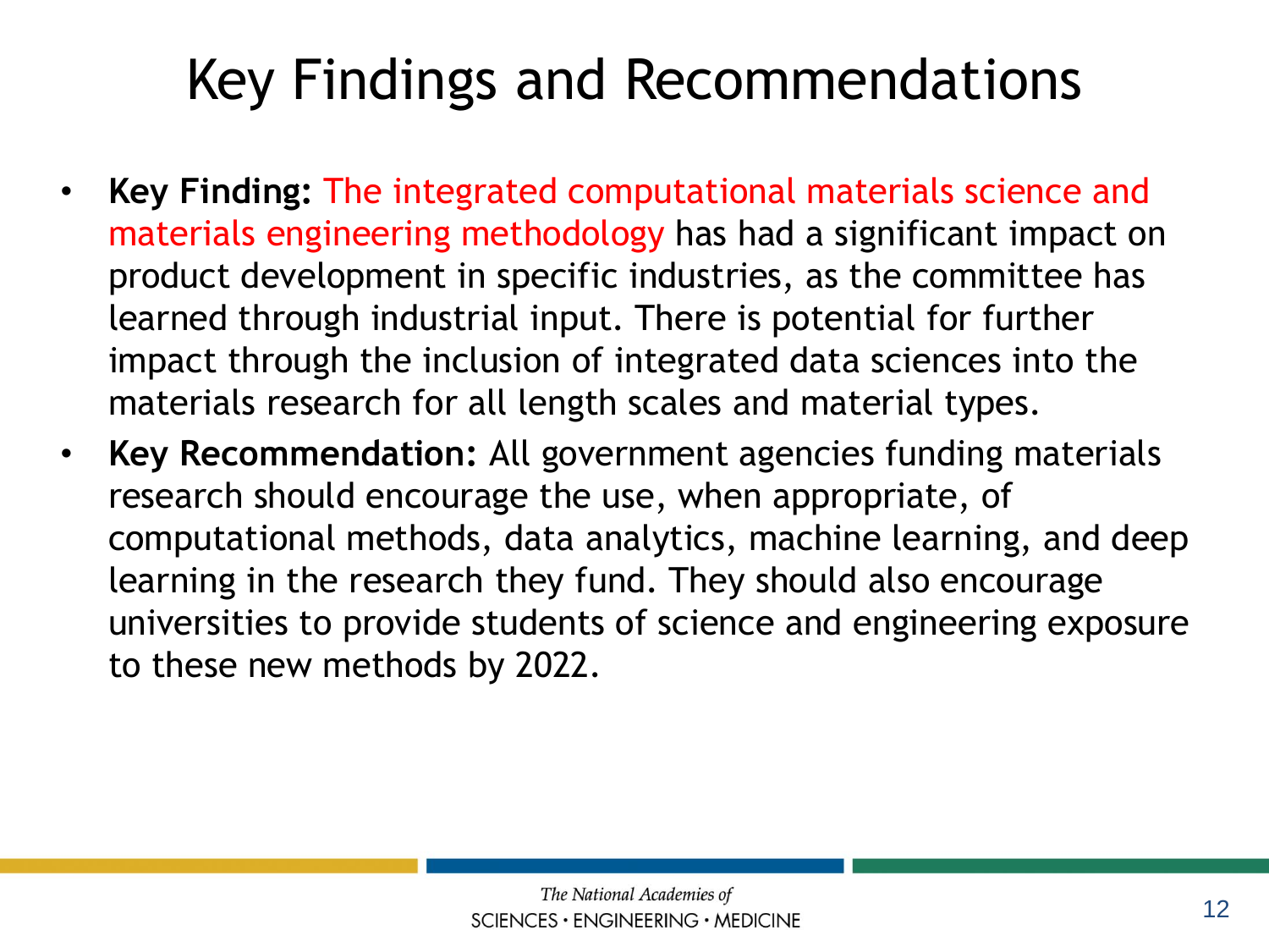# Key Findings and Recommendations

- **Key Finding:** The integrated computational materials science and materials engineering methodology has had a significant impact on product development in specific industries, as the committee has learned through industrial input. There is potential for further impact through the inclusion of integrated data sciences into the materials research for all length scales and material types.
- **Key Recommendation:** All government agencies funding materials research should encourage the use, when appropriate, of computational methods, data analytics, machine learning, and deep learning in the research they fund. They should also encourage universities to provide students of science and engineering exposure to these new methods by 2022.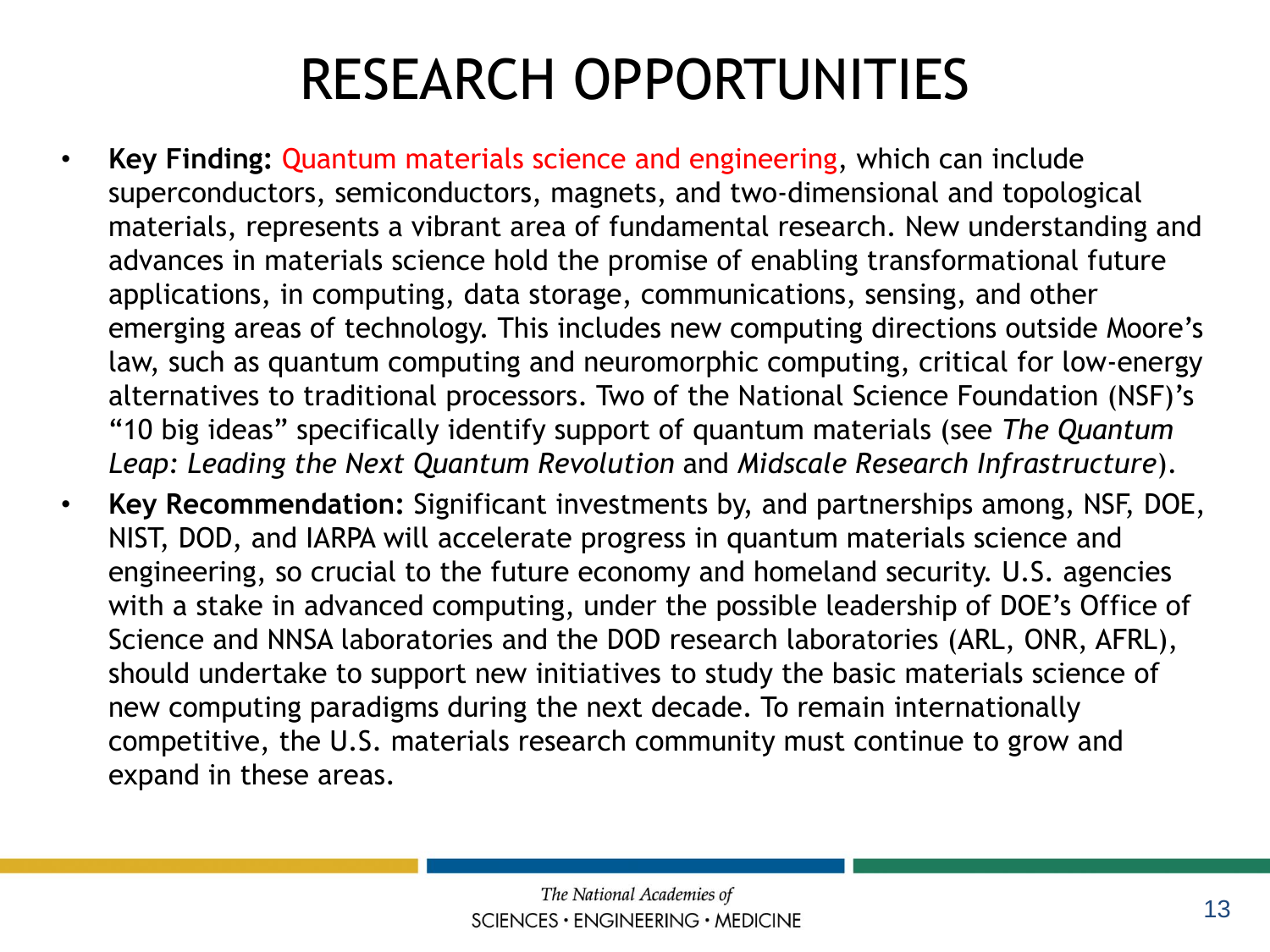# RESEARCH OPPORTUNITIES

- **Key Finding:** Quantum materials science and engineering, which can include superconductors, semiconductors, magnets, and two-dimensional and topological materials, represents a vibrant area of fundamental research. New understanding and advances in materials science hold the promise of enabling transformational future applications, in computing, data storage, communications, sensing, and other emerging areas of technology. This includes new computing directions outside Moore's law, such as quantum computing and neuromorphic computing, critical for low-energy alternatives to traditional processors. Two of the National Science Foundation (NSF)'s "10 big ideas" specifically identify support of quantum materials (see *The Quantum Leap: Leading the Next Quantum Revolution* and *Midscale Research Infrastructure*).
- **Key Recommendation:** Significant investments by, and partnerships among, NSF, DOE, NIST, DOD, and IARPA will accelerate progress in quantum materials science and engineering, so crucial to the future economy and homeland security. U.S. agencies with a stake in advanced computing, under the possible leadership of DOE's Office of Science and NNSA laboratories and the DOD research laboratories (ARL, ONR, AFRL), should undertake to support new initiatives to study the basic materials science of new computing paradigms during the next decade. To remain internationally competitive, the U.S. materials research community must continue to grow and expand in these areas.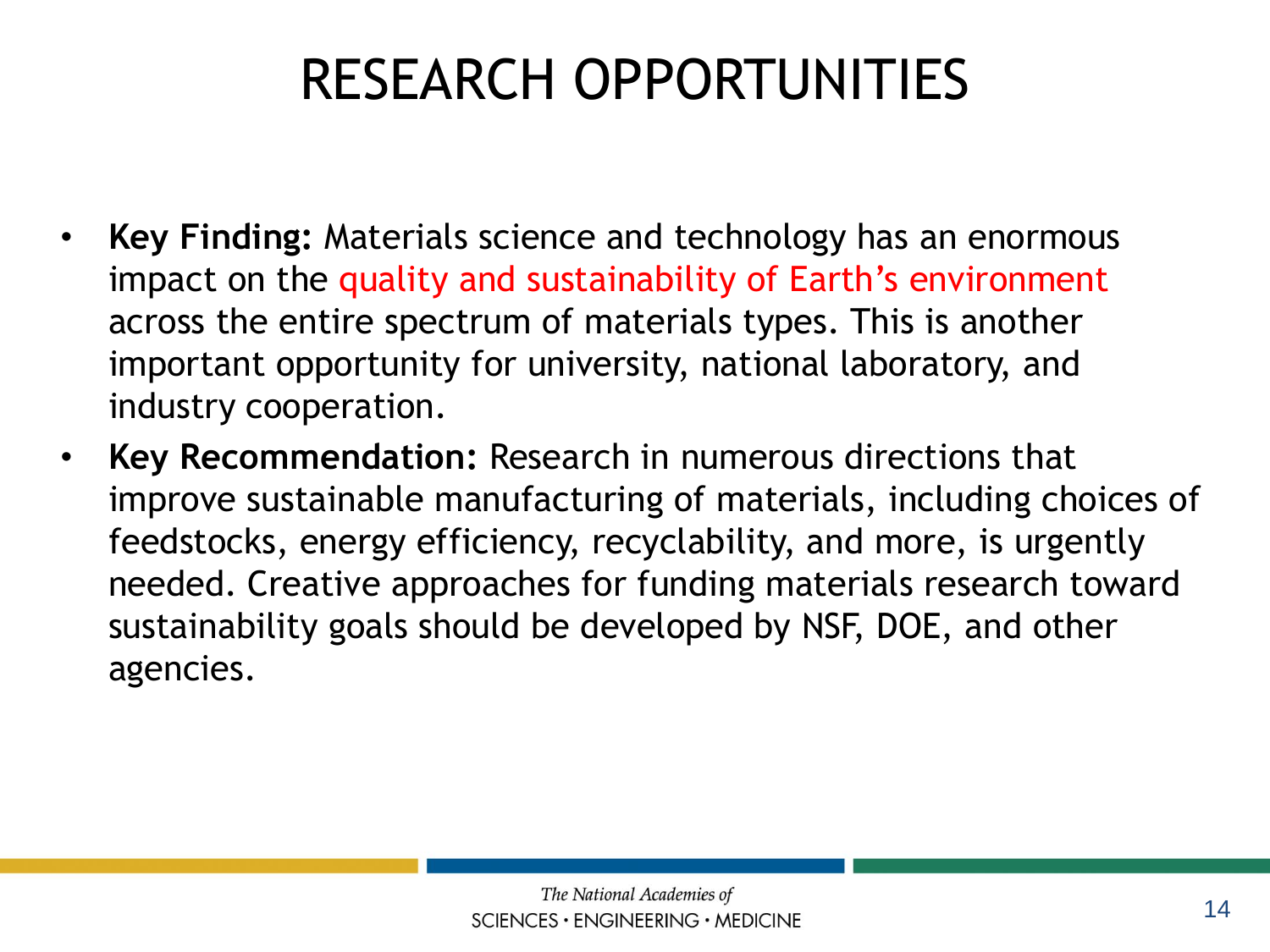# RESEARCH OPPORTUNITIES

- **Key Finding:** Materials science and technology has an enormous impact on the quality and sustainability of Earth's environment across the entire spectrum of materials types. This is another important opportunity for university, national laboratory, and industry cooperation.
- **Key Recommendation:** Research in numerous directions that improve sustainable manufacturing of materials, including choices of feedstocks, energy efficiency, recyclability, and more, is urgently needed. Creative approaches for funding materials research toward sustainability goals should be developed by NSF, DOE, and other agencies.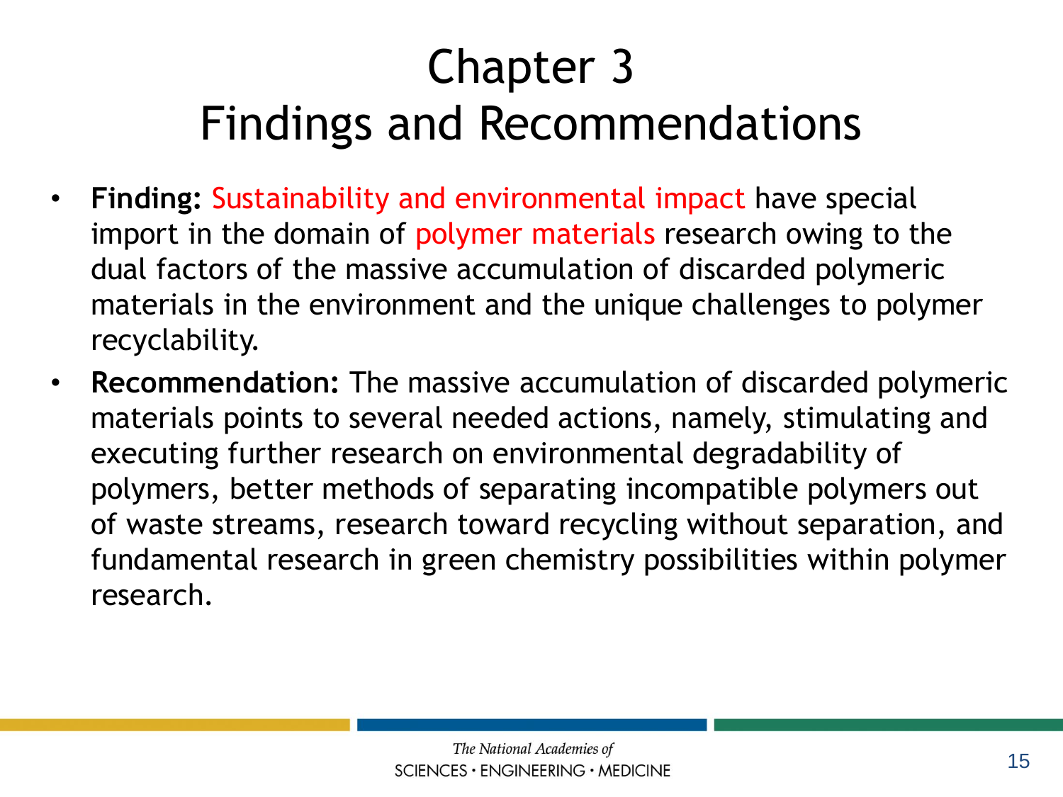# Chapter 3
# Findings and Recommendations

- **Finding:** Sustainability and environmental impact have special import in the domain of polymer materials research owing to the dual factors of the massive accumulation of discarded polymeric materials in the environment and the unique challenges to polymer recyclability.
- **Recommendation:** The massive accumulation of discarded polymeric materials points to several needed actions, namely, stimulating and executing further research on environmental degradability of polymers, better methods of separating incompatible polymers out of waste streams, research toward recycling without separation, and fundamental research in green chemistry possibilities within polymer research.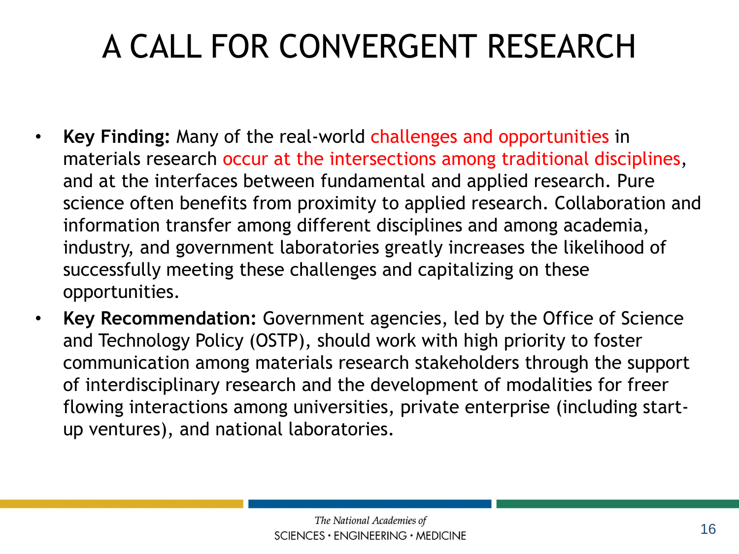# A CALL FOR CONVERGENT RESEARCH

- **Key Finding:** Many of the real-world challenges and opportunities in materials research occur at the intersections among traditional disciplines, and at the interfaces between fundamental and applied research. Pure science often benefits from proximity to applied research. Collaboration and information transfer among different disciplines and among academia, industry, and government laboratories greatly increases the likelihood of successfully meeting these challenges and capitalizing on these opportunities.
- **Key Recommendation:** Government agencies, led by the Office of Science and Technology Policy (OSTP), should work with high priority to foster communication among materials research stakeholders through the support of interdisciplinary research and the development of modalities for freer flowing interactions among universities, private enterprise (including start-up ventures), and national laboratories.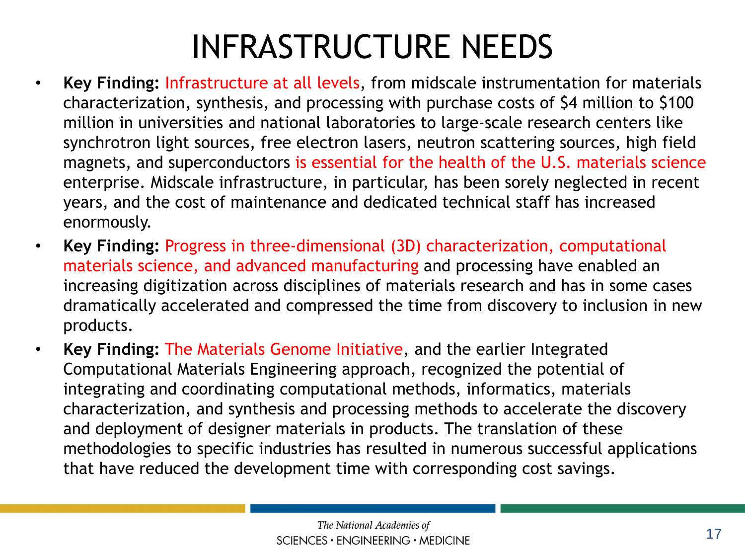# INFRASTRUCTURE NEEDS

- **Key Finding:** Infrastructure at all levels, from midscale instrumentation for materials characterization, synthesis, and processing with purchase costs of $4 million to $100 million in universities and national laboratories to large-scale research centers like synchrotron light sources, free electron lasers, neutron scattering sources, high field magnets, and superconductors is essential for the health of the U.S. materials science enterprise. Midscale infrastructure, in particular, has been sorely neglected in recent years, and the cost of maintenance and dedicated technical staff has increased enormously.
- **Key Finding:** Progress in three-dimensional (3D) characterization, computational materials science, and advanced manufacturing and processing have enabled an increasing digitization across disciplines of materials research and has in some cases dramatically accelerated and compressed the time from discovery to inclusion in new products.
- **Key Finding:** The Materials Genome Initiative, and the earlier Integrated Computational Materials Engineering approach, recognized the potential of integrating and coordinating computational methods, informatics, materials characterization, and synthesis and processing methods to accelerate the discovery and deployment of designer materials in products. The translation of these methodologies to specific industries has resulted in numerous successful applications that have reduced the development time with corresponding cost savings.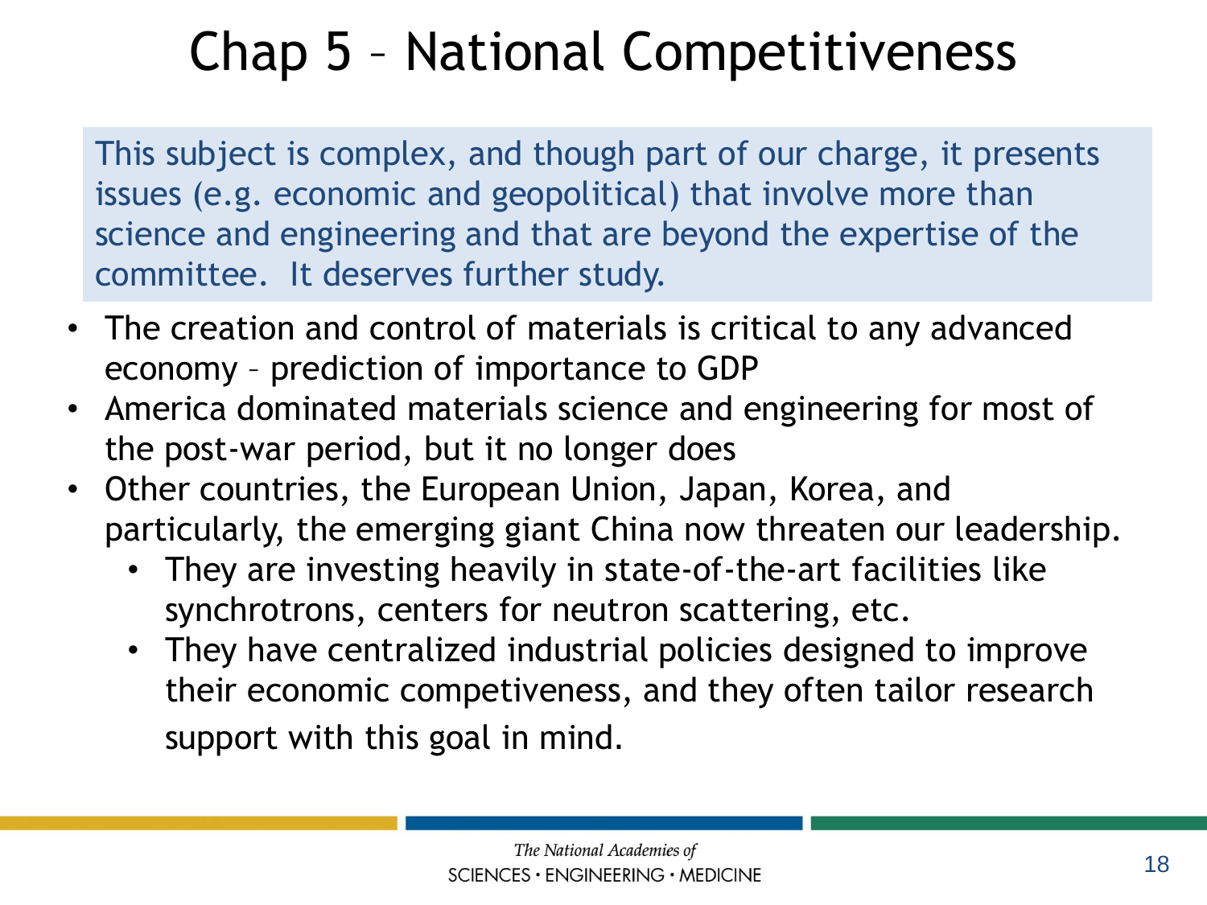# Chap 5 – National Competitiveness

This subject is complex, and though part of our charge, it presents issues (e.g. economic and geopolitical) that involve more than science and engineering and that are beyond the expertise of the committee. It deserves further study.

- The creation and control of materials is critical to any advanced economy – prediction of importance to GDP
- America dominated materials science and engineering for most of the post-war period, but it no longer does
- Other countries, the European Union, Japan, Korea, and particularly, the emerging giant China now threaten our leadership.
  - They are investing heavily in state-of-the-art facilities like synchrotrons, centers for neutron scattering, etc.
  - They have centralized industrial policies designed to improve their economic competiveness, and they often tailor research support with this goal in mind.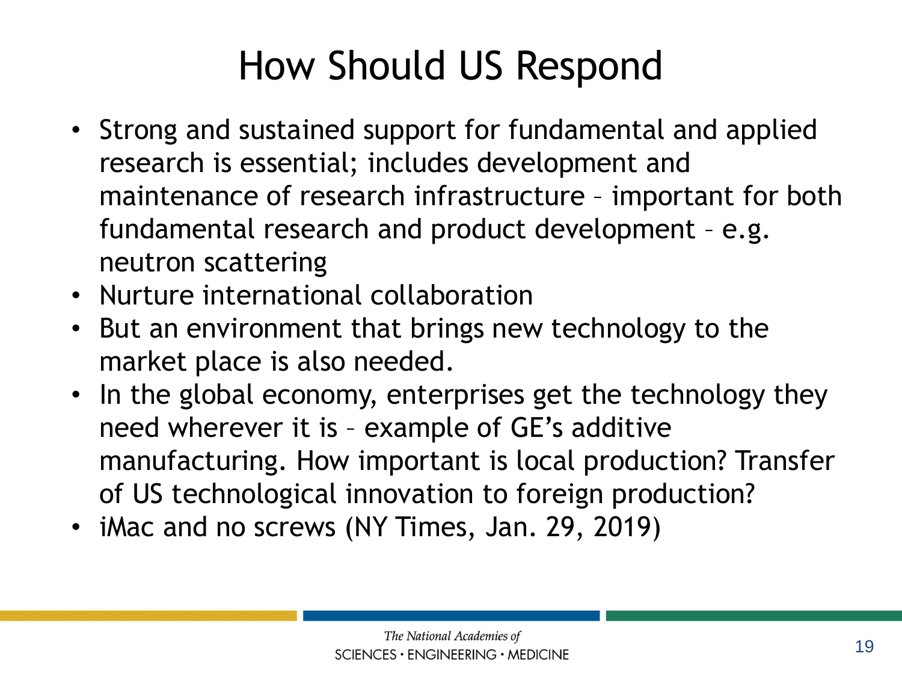# How Should US Respond

- Strong and sustained support for fundamental and applied research is essential; includes development and maintenance of research infrastructure – important for both fundamental research and product development – e.g. neutron scattering
- Nurture international collaboration
- But an environment that brings new technology to the market place is also needed.
- In the global economy, enterprises get the technology they need wherever it is – example of GE's additive manufacturing. How important is local production? Transfer of US technological innovation to foreign production?
- iMac and no screws (NY Times, Jan. 29, 2019)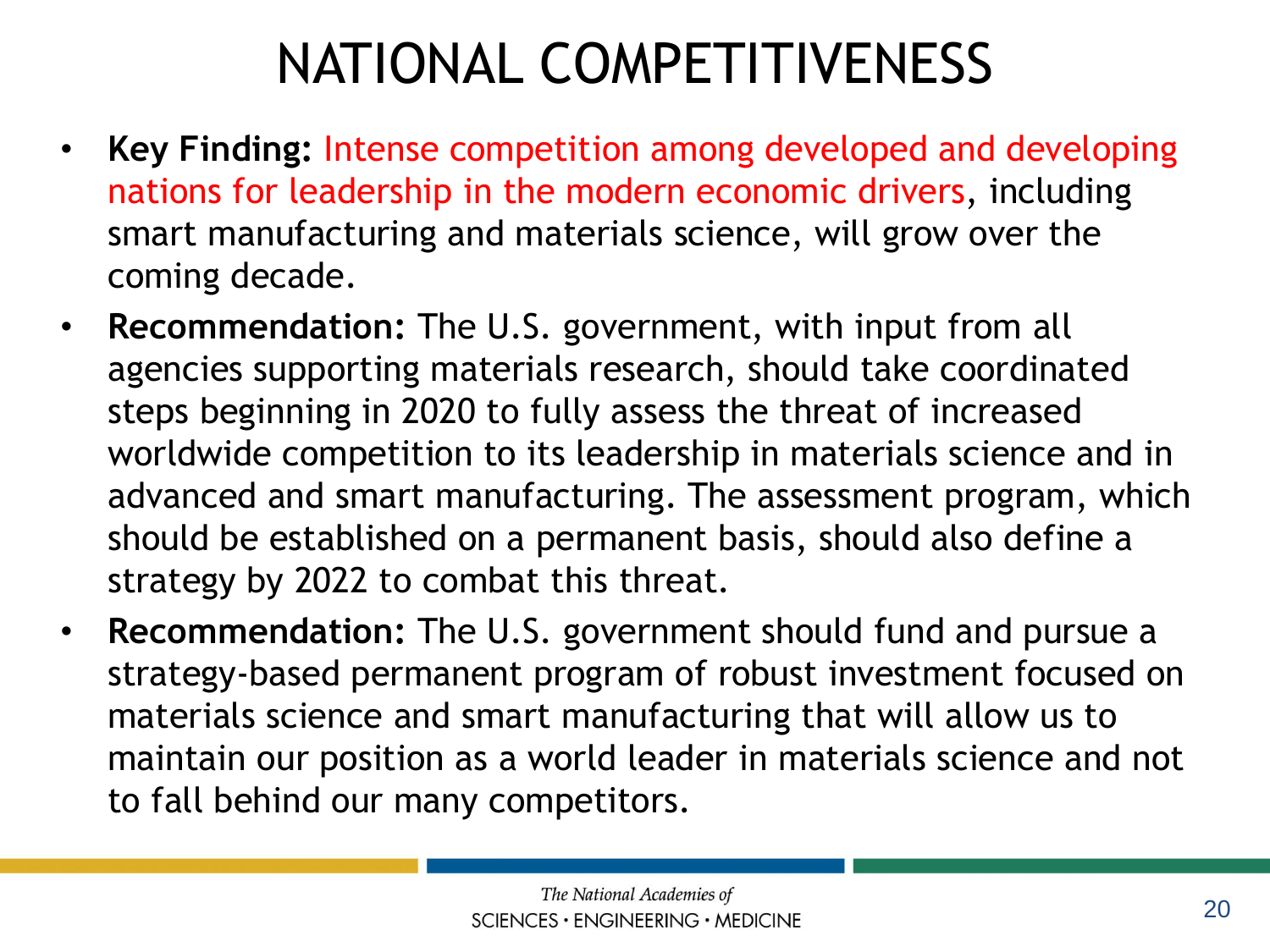# NATIONAL COMPETITIVENESS

- **Key Finding:** Intense competition among developed and developing nations for leadership in the modern economic drivers, including smart manufacturing and materials science, will grow over the coming decade.
- **Recommendation:** The U.S. government, with input from all agencies supporting materials research, should take coordinated steps beginning in 2020 to fully assess the threat of increased worldwide competition to its leadership in materials science and in advanced and smart manufacturing. The assessment program, which should be established on a permanent basis, should also define a strategy by 2022 to combat this threat.
- **Recommendation:** The U.S. government should fund and pursue a strategy-based permanent program of robust investment focused on materials science and smart manufacturing that will allow us to maintain our position as a world leader in materials science and not to fall behind our many competitors.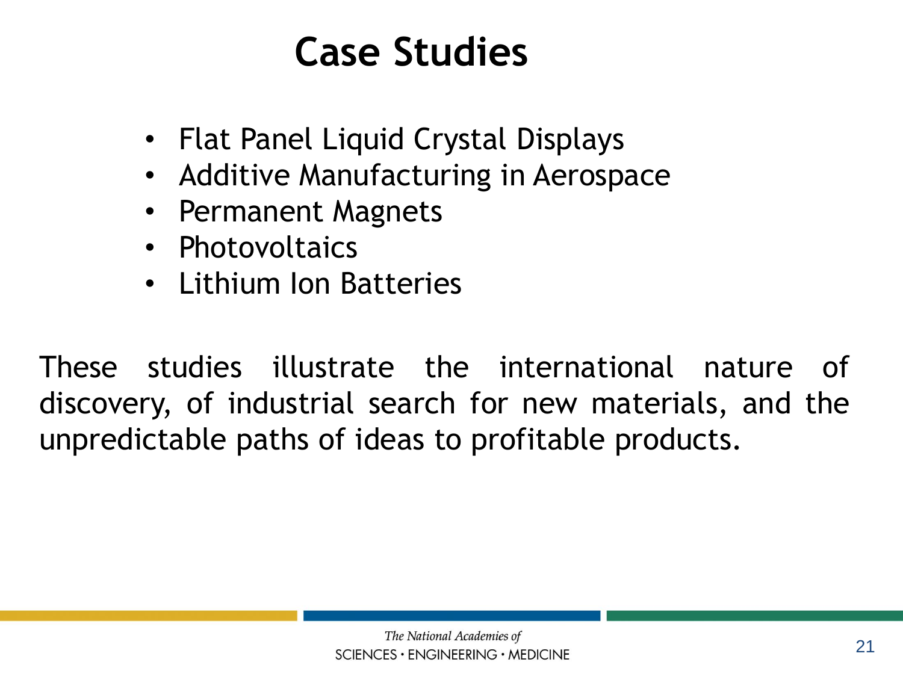# Case Studies

- Flat Panel Liquid Crystal Displays
- Additive Manufacturing in Aerospace
- Permanent Magnets
- Photovoltaics
- Lithium Ion Batteries

These studies illustrate the international nature of discovery, of industrial search for new materials, and the unpredictable paths of ideas to profitable products.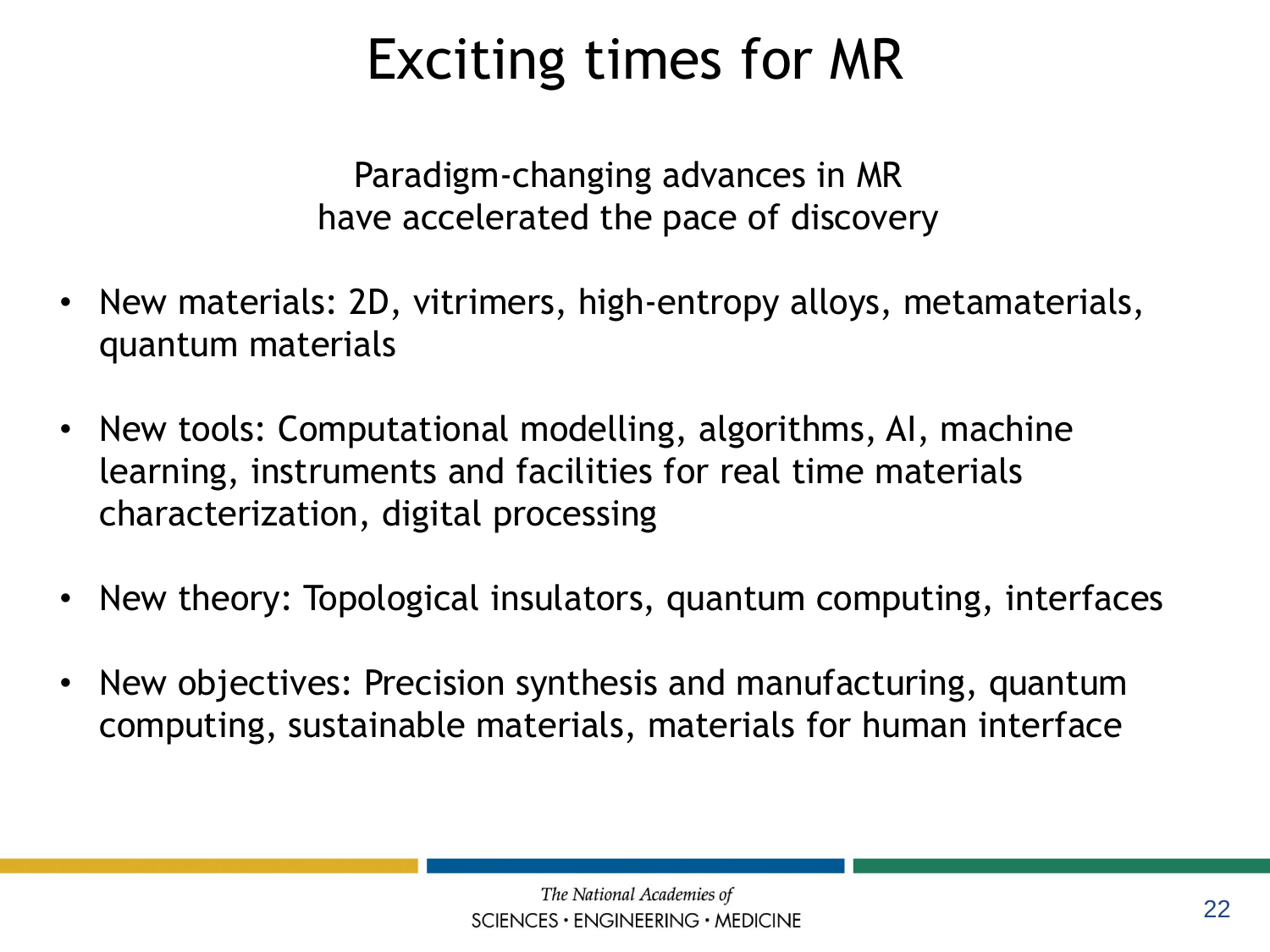# Exciting times for MR

Paradigm-changing advances in MR have accelerated the pace of discovery

- New materials: 2D, vitrimers, high-entropy alloys, metamaterials, quantum materials
- New tools: Computational modelling, algorithms, AI, machine learning, instruments and facilities for real time materials characterization, digital processing
- New theory: Topological insulators, quantum computing, interfaces
- New objectives: Precision synthesis and manufacturing, quantum computing, sustainable materials, materials for human interface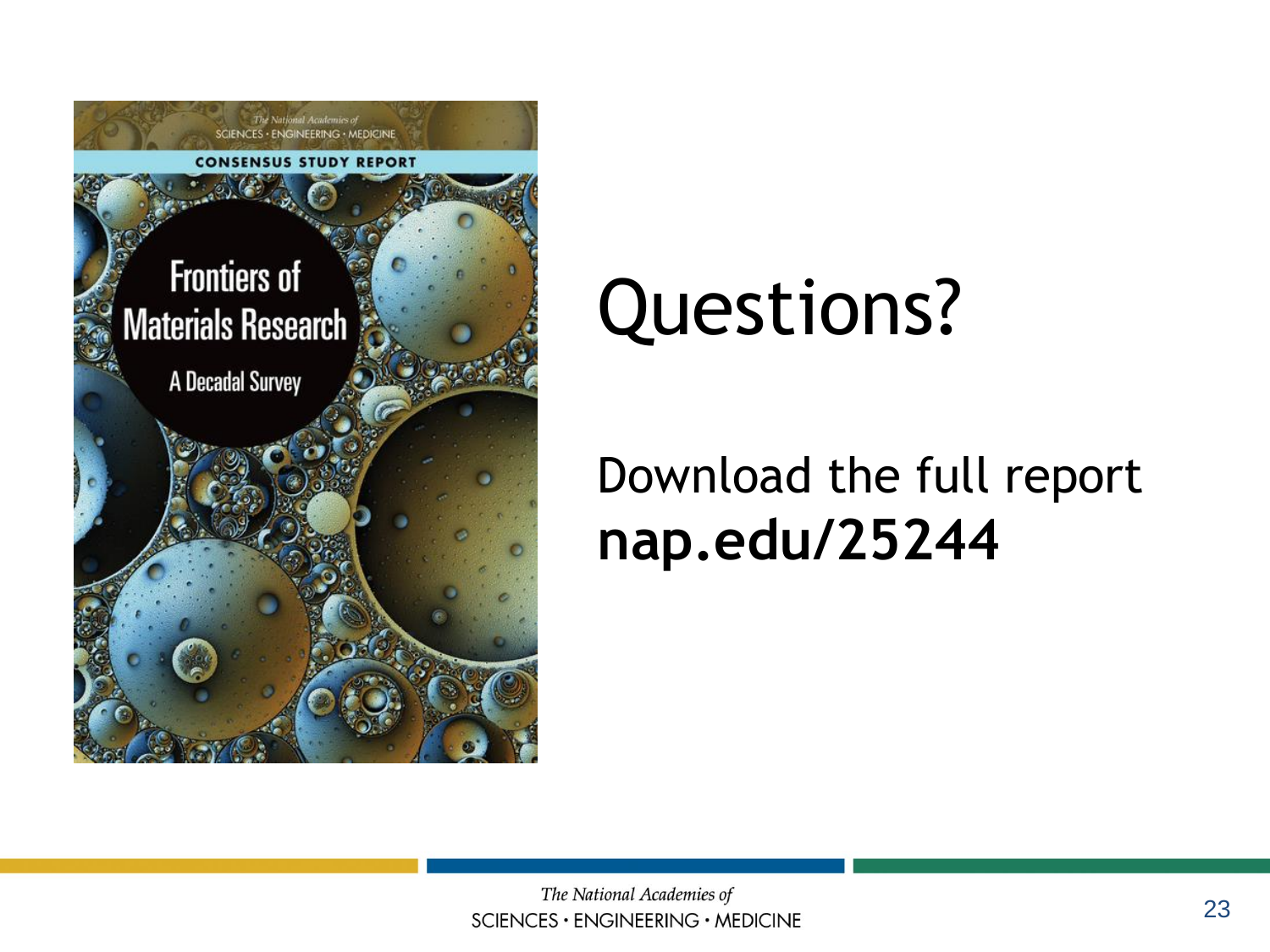# Questions?

Download the full report
**nap.edu/25244**